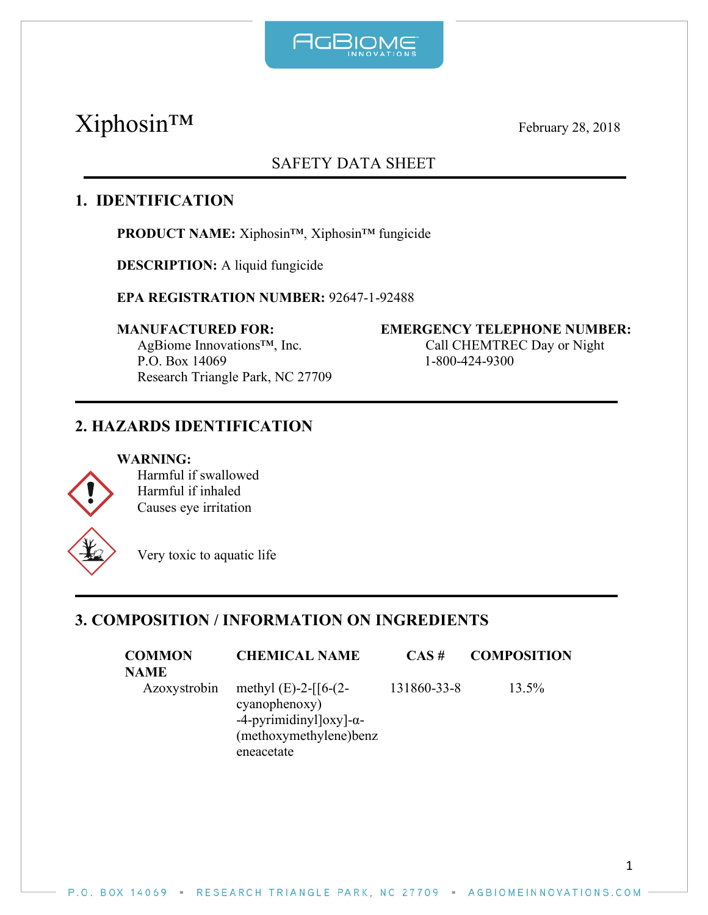# Xiphosin™

February 28, 2018

## SAFETY DATA SHEET

## 1. IDENTIFICATION

**PRODUCT NAME:** Xiphosin™, Xiphosin™ fungicide

**DESCRIPTION:** A liquid fungicide

**EPA REGISTRATION NUMBER:** 92647-1-92488

**MANUFACTURED FOR:**
AgBiome Innovations™, Inc.
P.O. Box 14069
Research Triangle Park, NC 27709

**EMERGENCY TELEPHONE NUMBER:**
Call CHEMTREC Day or Night
1-800-424-9300

## 2. HAZARDS IDENTIFICATION

**WARNING:**
Harmful if swallowed
Harmful if inhaled
Causes eye irritation

Very toxic to aquatic life

## 3. COMPOSITION / INFORMATION ON INGREDIENTS

| COMMON NAME | CHEMICAL NAME | CAS # | COMPOSITION |
|---|---|---|---|
| Azoxystrobin | methyl (E)-2-[[6-(2-cyanophenoxy)-4-pyrimidinyl]oxy]-α-(methoxymethylene)benzeneacetate | 131860-33-8 | 13.5% |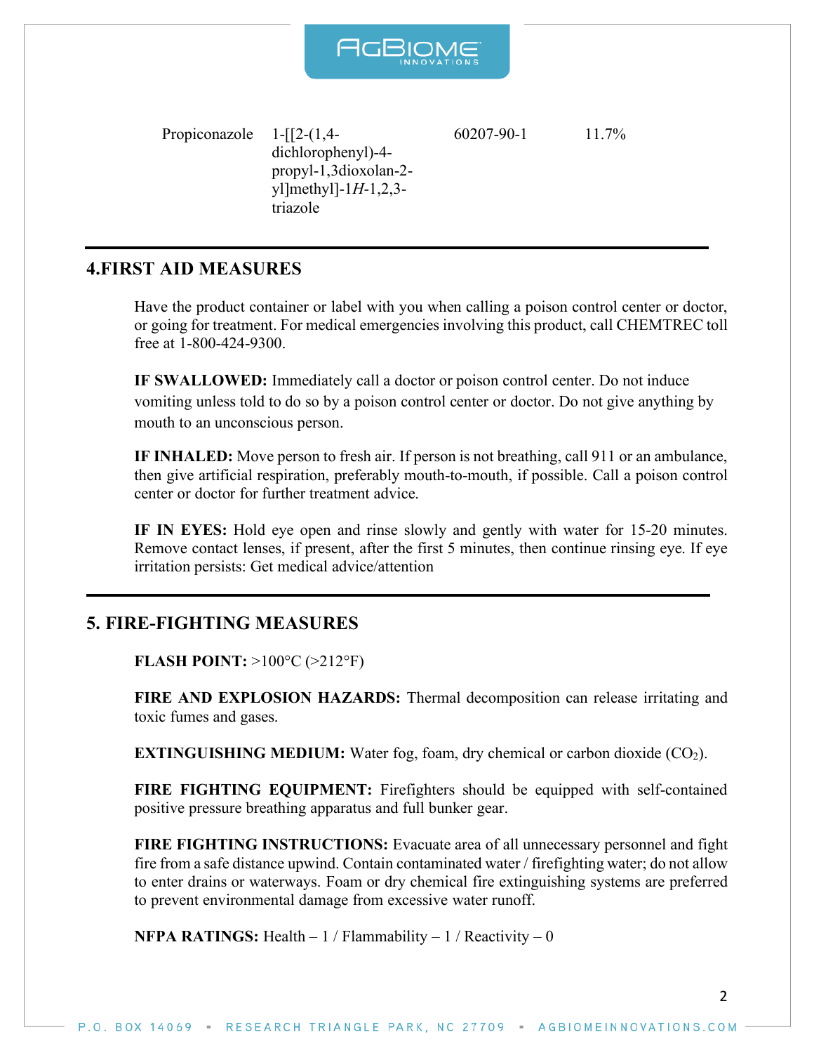| Propiconazole | 1-[[2-(1,4-dichlorophenyl)-4-propyl-1,3dioxolan-2-yl]methyl]-1*H*-1,2,3-triazole | 60207-90-1 | 11.7% |
|---|---|---|---|

## 4.FIRST AID MEASURES

Have the product container or label with you when calling a poison control center or doctor, or going for treatment. For medical emergencies involving this product, call CHEMTREC toll free at 1-800-424-9300.

**IF SWALLOWED:** Immediately call a doctor or poison control center. Do not induce vomiting unless told to do so by a poison control center or doctor. Do not give anything by mouth to an unconscious person.

**IF INHALED:** Move person to fresh air. If person is not breathing, call 911 or an ambulance, then give artificial respiration, preferably mouth-to-mouth, if possible. Call a poison control center or doctor for further treatment advice.

**IF IN EYES:** Hold eye open and rinse slowly and gently with water for 15-20 minutes. Remove contact lenses, if present, after the first 5 minutes, then continue rinsing eye. If eye irritation persists: Get medical advice/attention

## 5. FIRE-FIGHTING MEASURES

**FLASH POINT:** >100°C (>212°F)

**FIRE AND EXPLOSION HAZARDS:** Thermal decomposition can release irritating and toxic fumes and gases.

**EXTINGUISHING MEDIUM:** Water fog, foam, dry chemical or carbon dioxide ($CO_2$).

**FIRE FIGHTING EQUIPMENT:** Firefighters should be equipped with self-contained positive pressure breathing apparatus and full bunker gear.

**FIRE FIGHTING INSTRUCTIONS:** Evacuate area of all unnecessary personnel and fight fire from a safe distance upwind. Contain contaminated water / firefighting water; do not allow to enter drains or waterways. Foam or dry chemical fire extinguishing systems are preferred to prevent environmental damage from excessive water runoff.

**NFPA RATINGS:** Health – 1 / Flammability – 1 / Reactivity – 0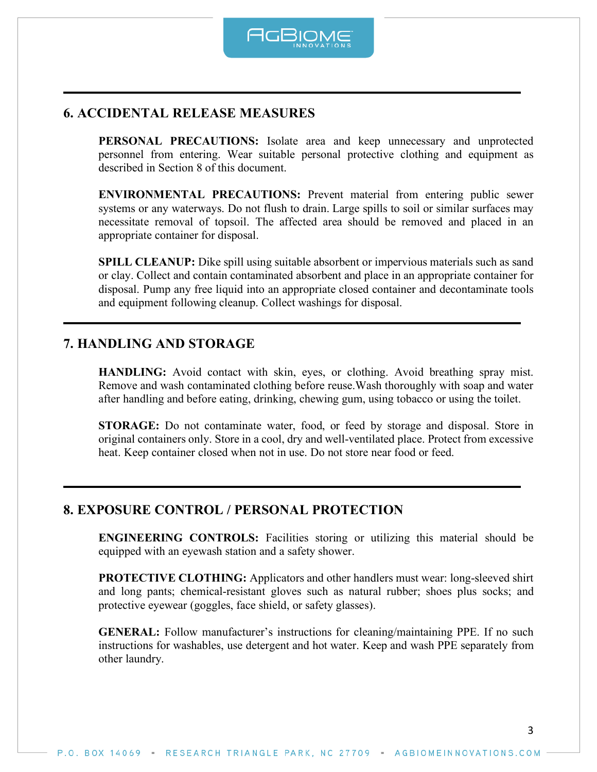## 6. ACCIDENTAL RELEASE MEASURES

**PERSONAL PRECAUTIONS:** Isolate area and keep unnecessary and unprotected personnel from entering. Wear suitable personal protective clothing and equipment as described in Section 8 of this document.

**ENVIRONMENTAL PRECAUTIONS:** Prevent material from entering public sewer systems or any waterways. Do not flush to drain. Large spills to soil or similar surfaces may necessitate removal of topsoil. The affected area should be removed and placed in an appropriate container for disposal.

**SPILL CLEANUP:** Dike spill using suitable absorbent or impervious materials such as sand or clay. Collect and contain contaminated absorbent and place in an appropriate container for disposal. Pump any free liquid into an appropriate closed container and decontaminate tools and equipment following cleanup. Collect washings for disposal.

## 7. HANDLING AND STORAGE

**HANDLING:** Avoid contact with skin, eyes, or clothing. Avoid breathing spray mist. Remove and wash contaminated clothing before reuse.Wash thoroughly with soap and water after handling and before eating, drinking, chewing gum, using tobacco or using the toilet.

**STORAGE:** Do not contaminate water, food, or feed by storage and disposal. Store in original containers only. Store in a cool, dry and well-ventilated place. Protect from excessive heat. Keep container closed when not in use. Do not store near food or feed.

## 8. EXPOSURE CONTROL / PERSONAL PROTECTION

**ENGINEERING CONTROLS:** Facilities storing or utilizing this material should be equipped with an eyewash station and a safety shower.

**PROTECTIVE CLOTHING:** Applicators and other handlers must wear: long-sleeved shirt and long pants; chemical-resistant gloves such as natural rubber; shoes plus socks; and protective eyewear (goggles, face shield, or safety glasses).

**GENERAL:** Follow manufacturer's instructions for cleaning/maintaining PPE. If no such instructions for washables, use detergent and hot water. Keep and wash PPE separately from other laundry.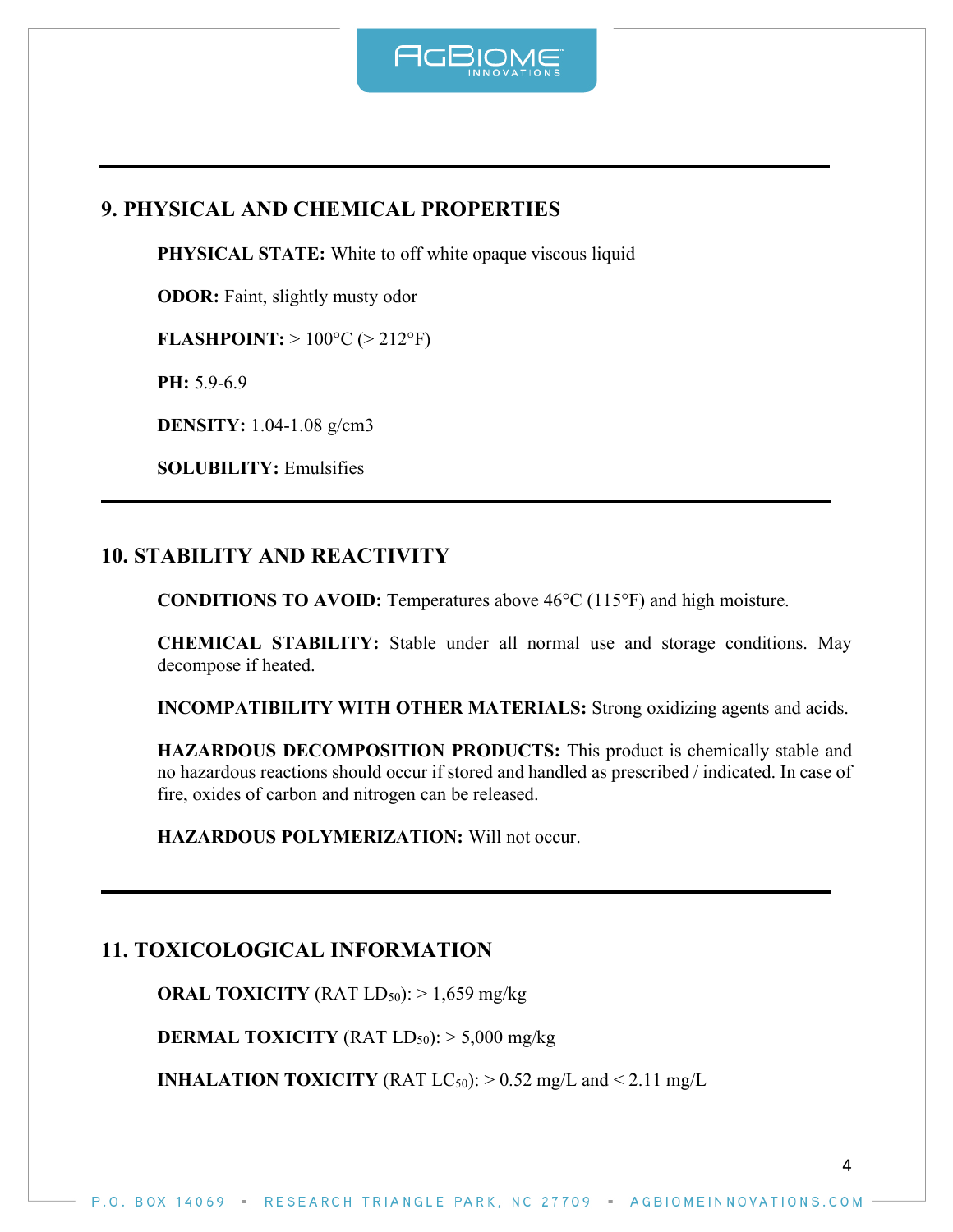## 9. PHYSICAL AND CHEMICAL PROPERTIES

**PHYSICAL STATE:** White to off white opaque viscous liquid

**ODOR:** Faint, slightly musty odor

**FLASHPOINT:** > 100°C (> 212°F)

**PH:** 5.9-6.9

**DENSITY:** 1.04-1.08 g/cm3

**SOLUBILITY:** Emulsifies

## 10. STABILITY AND REACTIVITY

**CONDITIONS TO AVOID:** Temperatures above 46°C (115°F) and high moisture.

**CHEMICAL STABILITY:** Stable under all normal use and storage conditions. May decompose if heated.

**INCOMPATIBILITY WITH OTHER MATERIALS:** Strong oxidizing agents and acids.

**HAZARDOUS DECOMPOSITION PRODUCTS:** This product is chemically stable and no hazardous reactions should occur if stored and handled as prescribed / indicated. In case of fire, oxides of carbon and nitrogen can be released.

**HAZARDOUS POLYMERIZATION:** Will not occur.

## 11. TOXICOLOGICAL INFORMATION

**ORAL TOXICITY** (RAT $LD_{50}$): > 1,659 mg/kg

**DERMAL TOXICITY** (RAT $LD_{50}$): > 5,000 mg/kg

**INHALATION TOXICITY** (RAT $LC_{50}$): > 0.52 mg/L and < 2.11 mg/L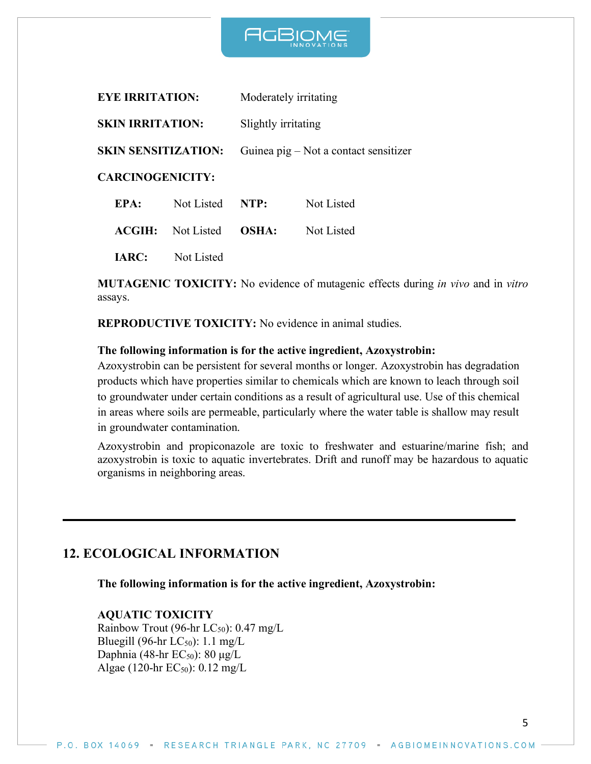**EYE IRRITATION:** Moderately irritating

**SKIN IRRITATION:** Slightly irritating

**SKIN SENSITIZATION:** Guinea pig – Not a contact sensitizer

**CARCINOGENICITY:**

| | | | |
|---|---|---|---|
| **EPA:** | Not Listed | **NTP:** | Not Listed |
| **ACGIH:** | Not Listed | **OSHA:** | Not Listed |
| **IARC:** | Not Listed | | |

**MUTAGENIC TOXICITY:** No evidence of mutagenic effects during *in vivo* and in *vitro* assays.

**REPRODUCTIVE TOXICITY:** No evidence in animal studies.

**The following information is for the active ingredient, Azoxystrobin:**
Azoxystrobin can be persistent for several months or longer. Azoxystrobin has degradation products which have properties similar to chemicals which are known to leach through soil to groundwater under certain conditions as a result of agricultural use. Use of this chemical in areas where soils are permeable, particularly where the water table is shallow may result in groundwater contamination.

Azoxystrobin and propiconazole are toxic to freshwater and estuarine/marine fish; and azoxystrobin is toxic to aquatic invertebrates. Drift and runoff may be hazardous to aquatic organisms in neighboring areas.

## 12. ECOLOGICAL INFORMATION

**The following information is for the active ingredient, Azoxystrobin:**

**AQUATIC TOXICITY**
Rainbow Trout (96-hr $LC_{50}$): 0.47 mg/L
Bluegill (96-hr $LC_{50}$): 1.1 mg/L
Daphnia (48-hr $EC_{50}$): 80 µg/L
Algae (120-hr $EC_{50}$): 0.12 mg/L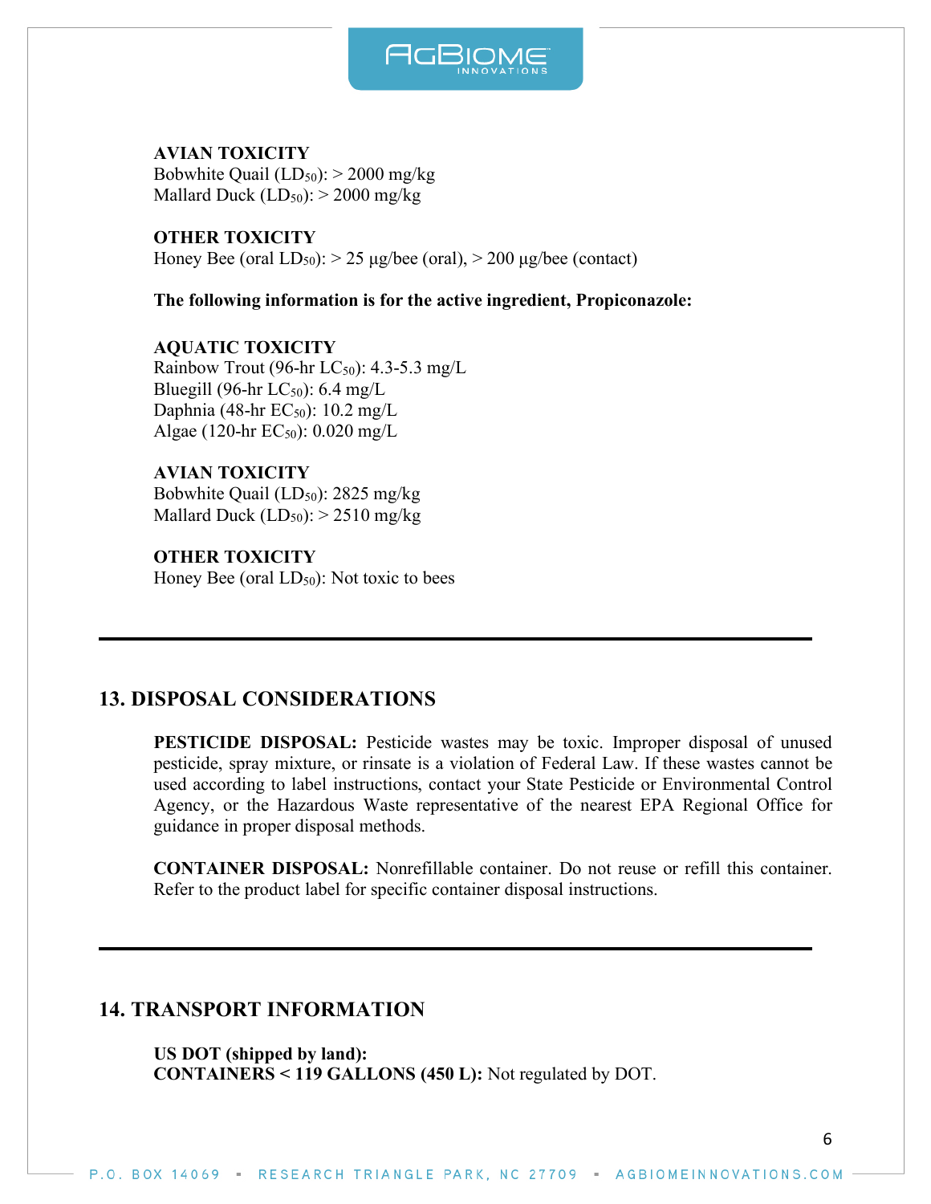**AVIAN TOXICITY**
Bobwhite Quail ($LD_{50}$): > 2000 mg/kg
Mallard Duck ($LD_{50}$): > 2000 mg/kg

**OTHER TOXICITY**
Honey Bee (oral $LD_{50}$): > 25 µg/bee (oral), > 200 µg/bee (contact)

**The following information is for the active ingredient, Propiconazole:**

**AQUATIC TOXICITY**
Rainbow Trout (96-hr $LC_{50}$): 4.3-5.3 mg/L
Bluegill (96-hr $LC_{50}$): 6.4 mg/L
Daphnia (48-hr $EC_{50}$): 10.2 mg/L
Algae (120-hr $EC_{50}$): 0.020 mg/L

**AVIAN TOXICITY**
Bobwhite Quail ($LD_{50}$): 2825 mg/kg
Mallard Duck ($LD_{50}$): > 2510 mg/kg

**OTHER TOXICITY**
Honey Bee (oral $LD_{50}$): Not toxic to bees

---

## 13. DISPOSAL CONSIDERATIONS

**PESTICIDE DISPOSAL:** Pesticide wastes may be toxic. Improper disposal of unused pesticide, spray mixture, or rinsate is a violation of Federal Law. If these wastes cannot be used according to label instructions, contact your State Pesticide or Environmental Control Agency, or the Hazardous Waste representative of the nearest EPA Regional Office for guidance in proper disposal methods.

**CONTAINER DISPOSAL:** Nonrefillable container. Do not reuse or refill this container. Refer to the product label for specific container disposal instructions.

---

## 14. TRANSPORT INFORMATION

**US DOT (shipped by land):**
**CONTAINERS < 119 GALLONS (450 L):** Not regulated by DOT.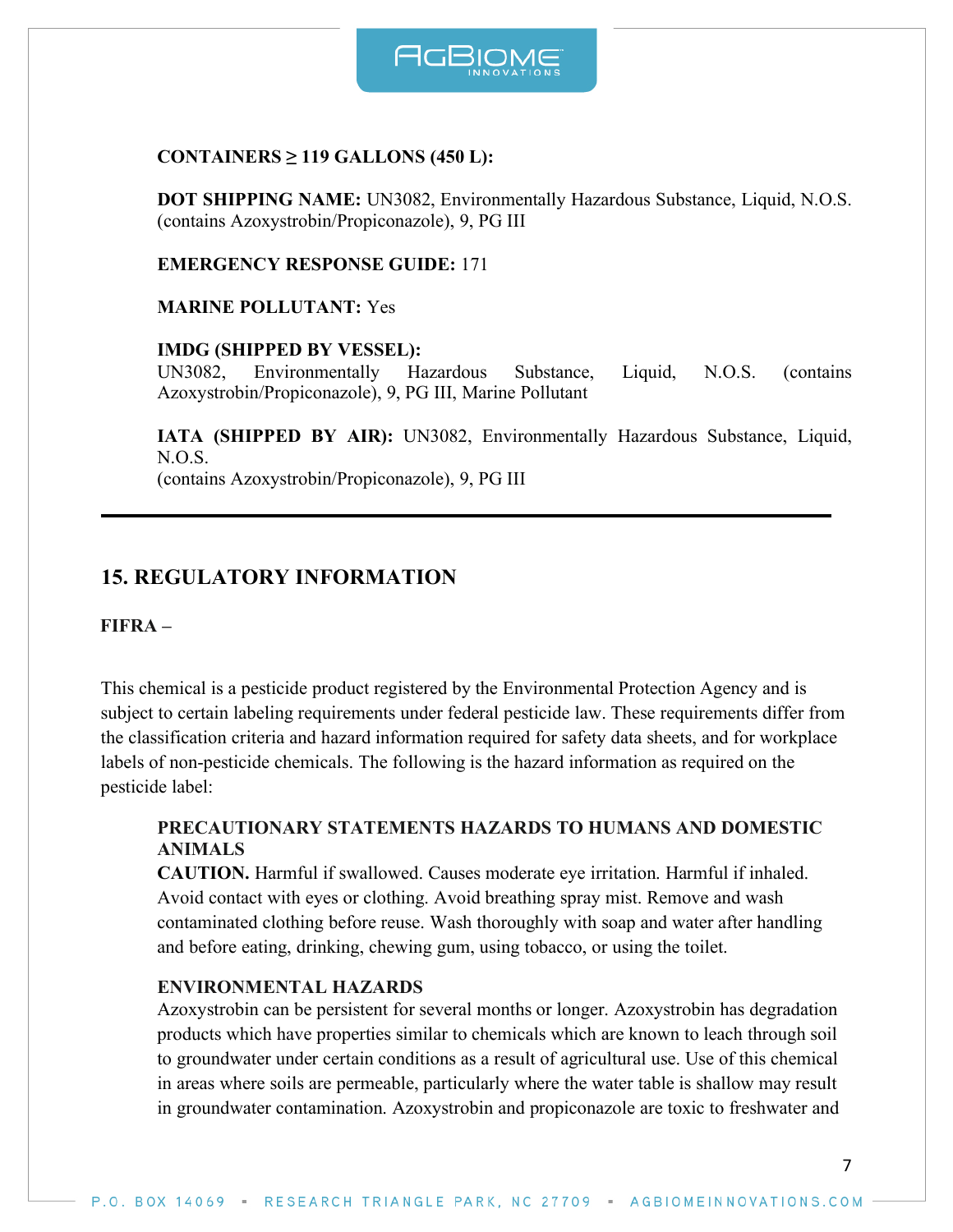**CONTAINERS ≥ 119 GALLONS (450 L):**

**DOT SHIPPING NAME:** UN3082, Environmentally Hazardous Substance, Liquid, N.O.S. (contains Azoxystrobin/Propiconazole), 9, PG III

**EMERGENCY RESPONSE GUIDE:** 171

**MARINE POLLUTANT:** Yes

**IMDG (SHIPPED BY VESSEL):**
UN3082, Environmentally Hazardous Substance, Liquid, N.O.S. (contains Azoxystrobin/Propiconazole), 9, PG III, Marine Pollutant

**IATA (SHIPPED BY AIR):** UN3082, Environmentally Hazardous Substance, Liquid, N.O.S.
(contains Azoxystrobin/Propiconazole), 9, PG III

---

## 15. REGULATORY INFORMATION

**FIFRA –**

This chemical is a pesticide product registered by the Environmental Protection Agency and is subject to certain labeling requirements under federal pesticide law. These requirements differ from the classification criteria and hazard information required for safety data sheets, and for workplace labels of non-pesticide chemicals. The following is the hazard information as required on the pesticide label:

**PRECAUTIONARY STATEMENTS HAZARDS TO HUMANS AND DOMESTIC ANIMALS**
**CAUTION.** Harmful if swallowed. Causes moderate eye irritation. Harmful if inhaled. Avoid contact with eyes or clothing. Avoid breathing spray mist. Remove and wash contaminated clothing before reuse. Wash thoroughly with soap and water after handling and before eating, drinking, chewing gum, using tobacco, or using the toilet.

**ENVIRONMENTAL HAZARDS**
Azoxystrobin can be persistent for several months or longer. Azoxystrobin has degradation products which have properties similar to chemicals which are known to leach through soil to groundwater under certain conditions as a result of agricultural use. Use of this chemical in areas where soils are permeable, particularly where the water table is shallow may result in groundwater contamination. Azoxystrobin and propiconazole are toxic to freshwater and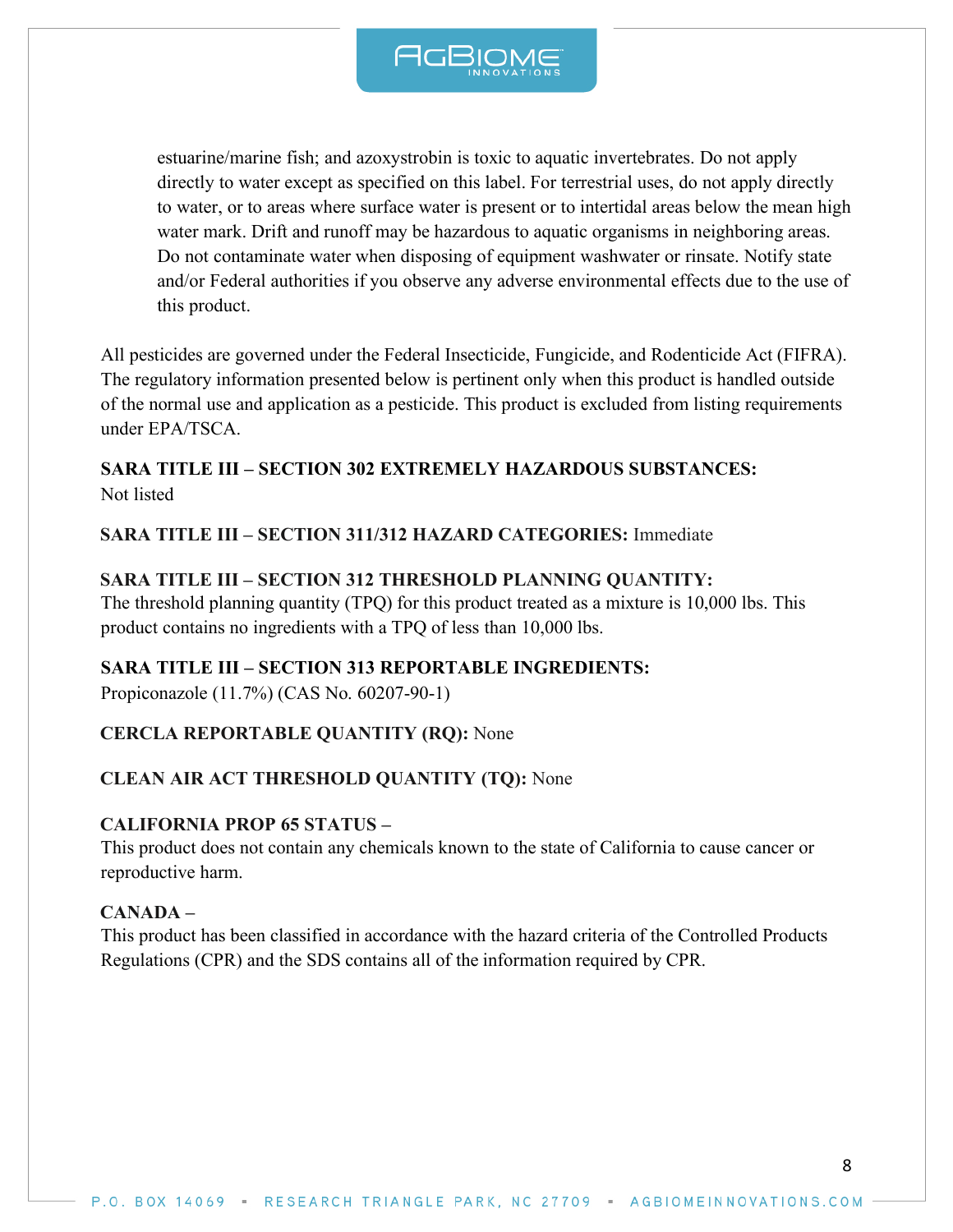estuarine/marine fish; and azoxystrobin is toxic to aquatic invertebrates. Do not apply directly to water except as specified on this label. For terrestrial uses, do not apply directly to water, or to areas where surface water is present or to intertidal areas below the mean high water mark. Drift and runoff may be hazardous to aquatic organisms in neighboring areas. Do not contaminate water when disposing of equipment washwater or rinsate. Notify state and/or Federal authorities if you observe any adverse environmental effects due to the use of this product.

All pesticides are governed under the Federal Insecticide, Fungicide, and Rodenticide Act (FIFRA). The regulatory information presented below is pertinent only when this product is handled outside of the normal use and application as a pesticide. This product is excluded from listing requirements under EPA/TSCA.

**SARA TITLE III – SECTION 302 EXTREMELY HAZARDOUS SUBSTANCES:**
Not listed

**SARA TITLE III – SECTION 311/312 HAZARD CATEGORIES:** Immediate

**SARA TITLE III – SECTION 312 THRESHOLD PLANNING QUANTITY:**
The threshold planning quantity (TPQ) for this product treated as a mixture is 10,000 lbs. This product contains no ingredients with a TPQ of less than 10,000 lbs.

**SARA TITLE III – SECTION 313 REPORTABLE INGREDIENTS:**
Propiconazole (11.7%) (CAS No. 60207-90-1)

**CERCLA REPORTABLE QUANTITY (RQ):** None

**CLEAN AIR ACT THRESHOLD QUANTITY (TQ):** None

**CALIFORNIA PROP 65 STATUS –**
This product does not contain any chemicals known to the state of California to cause cancer or reproductive harm.

**CANADA –**
This product has been classified in accordance with the hazard criteria of the Controlled Products Regulations (CPR) and the SDS contains all of the information required by CPR.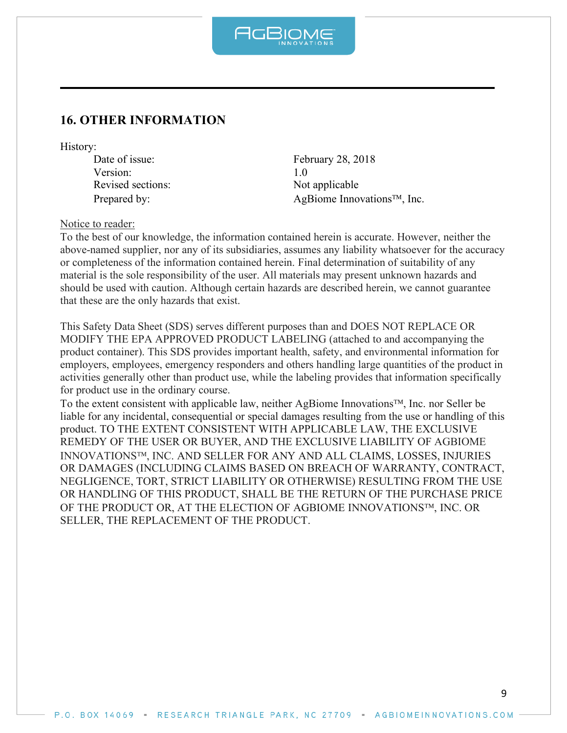## 16. OTHER INFORMATION

History:

| | |
|---|---|
| Date of issue: | February 28, 2018 |
| Version: | 1.0 |
| Revised sections: | Not applicable |
| Prepared by: | AgBiome Innovations™, Inc. |

Notice to reader:

To the best of our knowledge, the information contained herein is accurate. However, neither the above-named supplier, nor any of its subsidiaries, assumes any liability whatsoever for the accuracy or completeness of the information contained herein. Final determination of suitability of any material is the sole responsibility of the user. All materials may present unknown hazards and should be used with caution. Although certain hazards are described herein, we cannot guarantee that these are the only hazards that exist.

This Safety Data Sheet (SDS) serves different purposes than and DOES NOT REPLACE OR MODIFY THE EPA APPROVED PRODUCT LABELING (attached to and accompanying the product container). This SDS provides important health, safety, and environmental information for employers, employees, emergency responders and others handling large quantities of the product in activities generally other than product use, while the labeling provides that information specifically for product use in the ordinary course.

To the extent consistent with applicable law, neither AgBiome Innovations™, Inc. nor Seller be liable for any incidental, consequential or special damages resulting from the use or handling of this product. TO THE EXTENT CONSISTENT WITH APPLICABLE LAW, THE EXCLUSIVE REMEDY OF THE USER OR BUYER, AND THE EXCLUSIVE LIABILITY OF AGBIOME INNOVATIONS™, INC. AND SELLER FOR ANY AND ALL CLAIMS, LOSSES, INJURIES OR DAMAGES (INCLUDING CLAIMS BASED ON BREACH OF WARRANTY, CONTRACT, NEGLIGENCE, TORT, STRICT LIABILITY OR OTHERWISE) RESULTING FROM THE USE OR HANDLING OF THIS PRODUCT, SHALL BE THE RETURN OF THE PURCHASE PRICE OF THE PRODUCT OR, AT THE ELECTION OF AGBIOME INNOVATIONS™, INC. OR SELLER, THE REPLACEMENT OF THE PRODUCT.